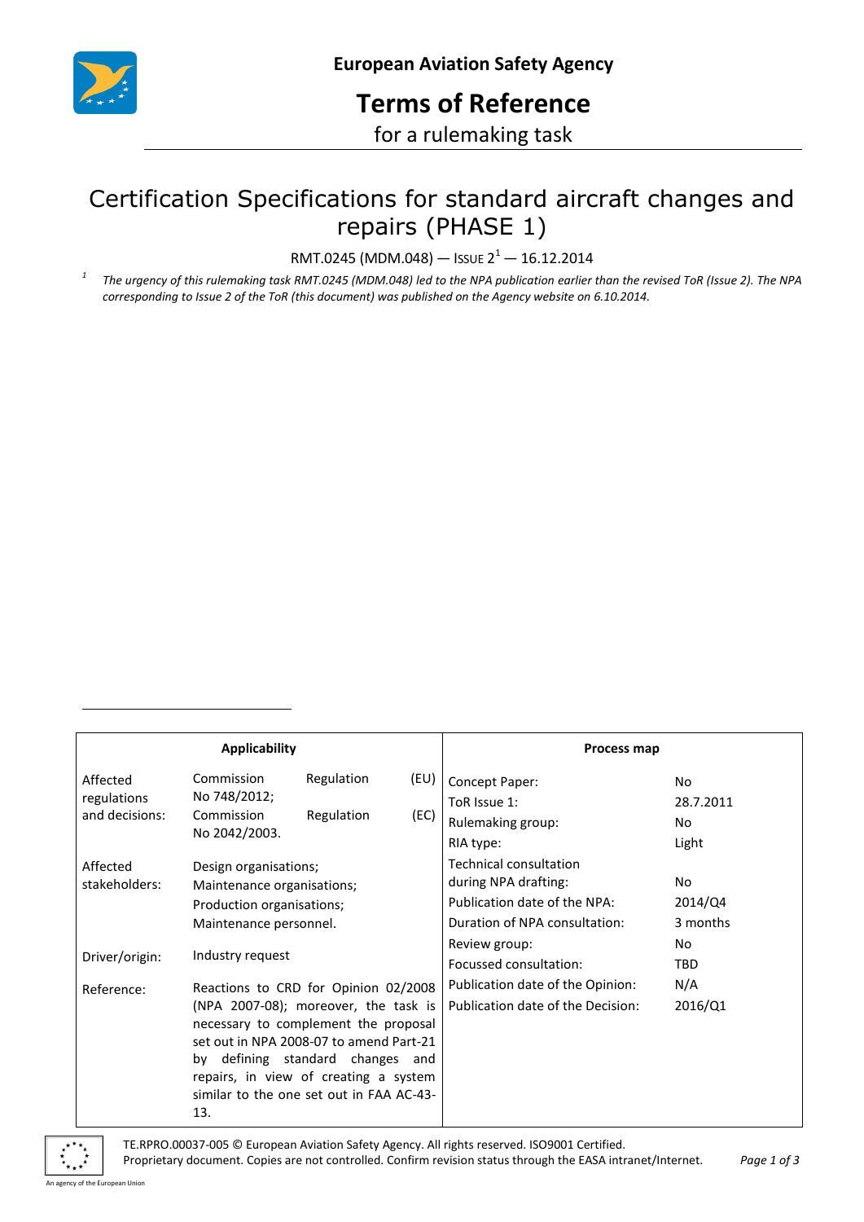**European Aviation Safety Agency**

# Terms of Reference

for a rulemaking task

## Certification Specifications for standard aircraft changes and repairs (PHASE 1)

RMT.0245 (MDM.048) — ISSUE 2[1] — 16.12.2014

[1] *The urgency of this rulemaking task RMT.0245 (MDM.048) led to the NPA publication earlier than the revised ToR (Issue 2). The NPA corresponding to Issue 2 of the ToR (this document) was published on the Agency website on 6.10.2014.*

| **Applicability** | | **Process map** | |
|---|---|---|---|
| Affected regulations and decisions: | Commission Regulation (EU) No 748/2012; Commission Regulation (EC) No 2042/2003. | Concept Paper: | No |
| | | ToR Issue 1: | 28.7.2011 |
| | | Rulemaking group: | No |
| | | RIA type: | Light |
| Affected stakeholders: | Design organisations; Maintenance organisations; Production organisations; Maintenance personnel. | Technical consultation during NPA drafting: | No |
| | | Publication date of the NPA: | 2014/Q4 |
| | | Duration of NPA consultation: | 3 months |
| Driver/origin: | Industry request | Review group: | No |
| | | Focussed consultation: | TBD |
| Reference: | Reactions to CRD for Opinion 02/2008 (NPA 2007-08); moreover, the task is necessary to complement the proposal set out in NPA 2008-07 to amend Part-21 by defining standard changes and repairs, in view of creating a system similar to the one set out in FAA AC-43-13. | Publication date of the Opinion: | N/A |
| | | Publication date of the Decision: | 2016/Q1 |

TE.RPRO.00037-005 © European Aviation Safety Agency. All rights reserved. ISO9001 Certified.
Proprietary document. Copies are not controlled. Confirm revision status through the EASA intranet/Internet.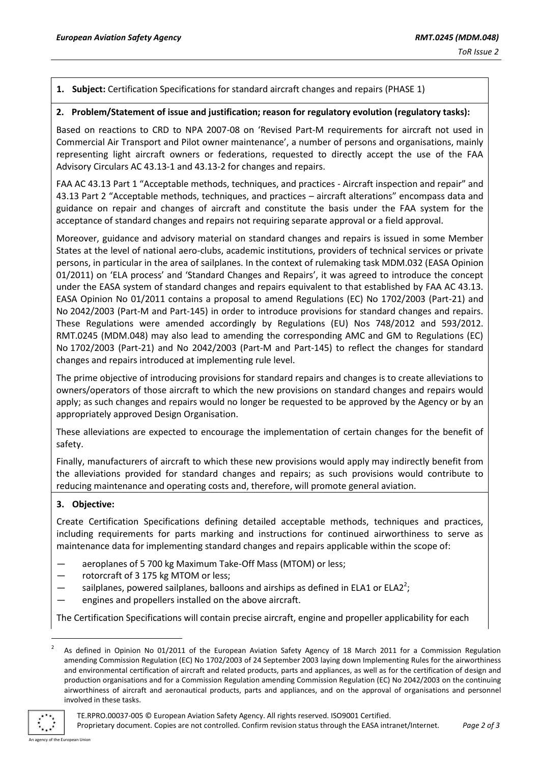**1. Subject:** Certification Specifications for standard aircraft changes and repairs (PHASE 1)

**2. Problem/Statement of issue and justification; reason for regulatory evolution (regulatory tasks):**

Based on reactions to CRD to NPA 2007-08 on 'Revised Part-M requirements for aircraft not used in Commercial Air Transport and Pilot owner maintenance', a number of persons and organisations, mainly representing light aircraft owners or federations, requested to directly accept the use of the FAA Advisory Circulars AC 43.13-1 and 43.13-2 for changes and repairs.

FAA AC 43.13 Part 1 "Acceptable methods, techniques, and practices - Aircraft inspection and repair" and 43.13 Part 2 "Acceptable methods, techniques, and practices – aircraft alterations" encompass data and guidance on repair and changes of aircraft and constitute the basis under the FAA system for the acceptance of standard changes and repairs not requiring separate approval or a field approval.

Moreover, guidance and advisory material on standard changes and repairs is issued in some Member States at the level of national aero-clubs, academic institutions, providers of technical services or private persons, in particular in the area of sailplanes. In the context of rulemaking task MDM.032 (EASA Opinion 01/2011) on 'ELA process' and 'Standard Changes and Repairs', it was agreed to introduce the concept under the EASA system of standard changes and repairs equivalent to that established by FAA AC 43.13. EASA Opinion No 01/2011 contains a proposal to amend Regulations (EC) No 1702/2003 (Part-21) and No 2042/2003 (Part-M and Part-145) in order to introduce provisions for standard changes and repairs. These Regulations were amended accordingly by Regulations (EU) Nos 748/2012 and 593/2012. RMT.0245 (MDM.048) may also lead to amending the corresponding AMC and GM to Regulations (EC) No 1702/2003 (Part-21) and No 2042/2003 (Part-M and Part-145) to reflect the changes for standard changes and repairs introduced at implementing rule level.

The prime objective of introducing provisions for standard repairs and changes is to create alleviations to owners/operators of those aircraft to which the new provisions on standard changes and repairs would apply; as such changes and repairs would no longer be requested to be approved by the Agency or by an appropriately approved Design Organisation.

These alleviations are expected to encourage the implementation of certain changes for the benefit of safety.

Finally, manufacturers of aircraft to which these new provisions would apply may indirectly benefit from the alleviations provided for standard changes and repairs; as such provisions would contribute to reducing maintenance and operating costs and, therefore, will promote general aviation.

**3. Objective:**

Create Certification Specifications defining detailed acceptable methods, techniques and practices, including requirements for parts marking and instructions for continued airworthiness to serve as maintenance data for implementing standard changes and repairs applicable within the scope of:

— aeroplanes of 5 700 kg Maximum Take-Off Mass (MTOM) or less;
— rotorcraft of 3 175 kg MTOM or less;
— sailplanes, powered sailplanes, balloons and airships as defined in ELA1 or ELA2[2];
— engines and propellers installed on the above aircraft.

The Certification Specifications will contain precise aircraft, engine and propeller applicability for each

[2] As defined in Opinion No 01/2011 of the European Aviation Safety Agency of 18 March 2011 for a Commission Regulation amending Commission Regulation (EC) No 1702/2003 of 24 September 2003 laying down Implementing Rules for the airworthiness and environmental certification of aircraft and related products, parts and appliances, as well as for the certification of design and production organisations and for a Commission Regulation amending Commission Regulation (EC) No 2042/2003 on the continuing airworthiness of aircraft and aeronautical products, parts and appliances, and on the approval of organisations and personnel involved in these tasks.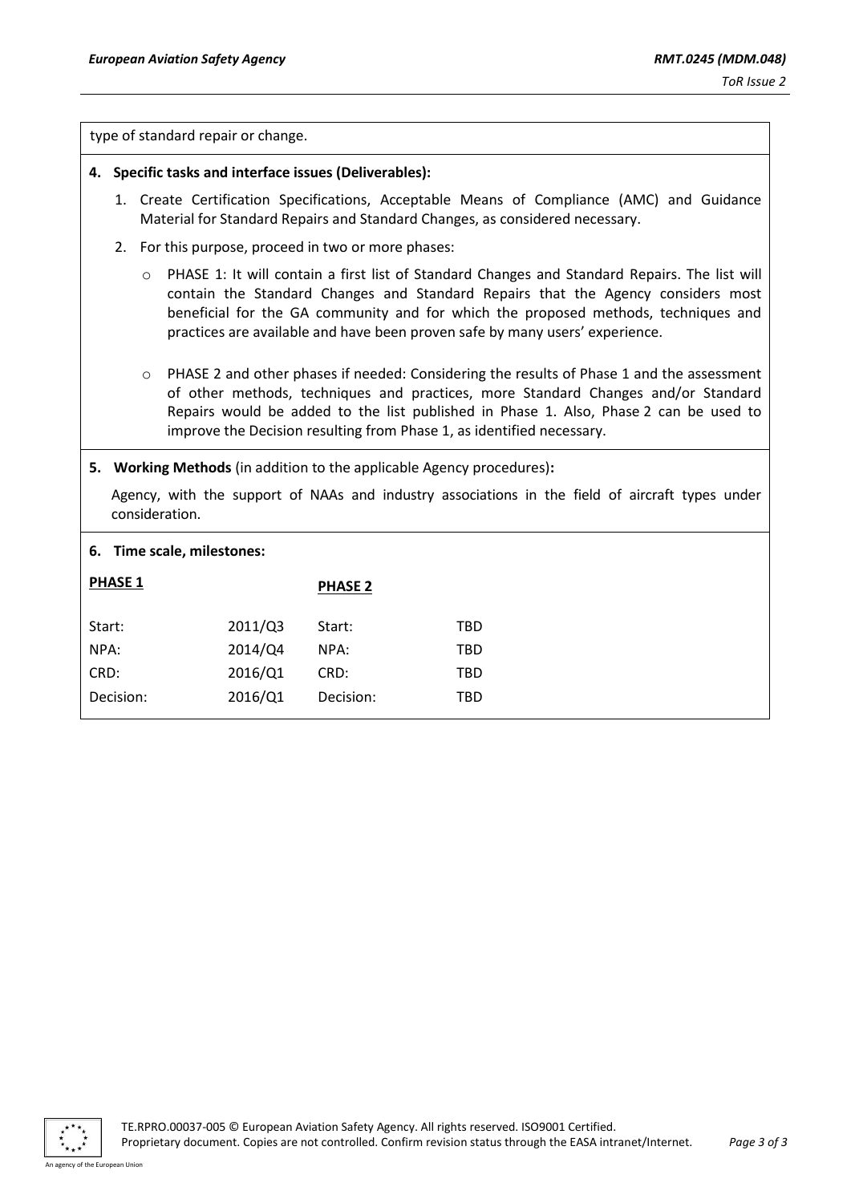type of standard repair or change.

**4. Specific tasks and interface issues (Deliverables):**

1. Create Certification Specifications, Acceptable Means of Compliance (AMC) and Guidance Material for Standard Repairs and Standard Changes, as considered necessary.
2. For this purpose, proceed in two or more phases:
   - PHASE 1: It will contain a first list of Standard Changes and Standard Repairs. The list will contain the Standard Changes and Standard Repairs that the Agency considers most beneficial for the GA community and for which the proposed methods, techniques and practices are available and have been proven safe by many users' experience.
   - PHASE 2 and other phases if needed: Considering the results of Phase 1 and the assessment of other methods, techniques and practices, more Standard Changes and/or Standard Repairs would be added to the list published in Phase 1. Also, Phase 2 can be used to improve the Decision resulting from Phase 1, as identified necessary.

**5. Working Methods** (in addition to the applicable Agency procedures)**:**

Agency, with the support of NAAs and industry associations in the field of aircraft types under consideration.

**6. Time scale, milestones:**

| **PHASE 1** | | **PHASE 2** | |
|---|---|---|---|
| Start: | 2011/Q3 | Start: | TBD |
| NPA: | 2014/Q4 | NPA: | TBD |
| CRD: | 2016/Q1 | CRD: | TBD |
| Decision: | 2016/Q1 | Decision: | TBD |